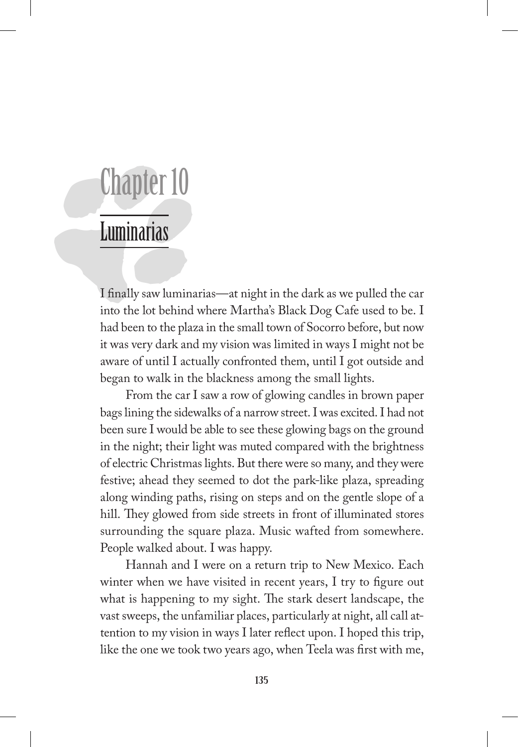# Chapter 10

## Luminarias

I finally saw luminarias—at night in the dark as we pulled the car into the lot behind where Martha's Black Dog Cafe used to be. I had been to the plaza in the small town of Socorro before, but now it was very dark and my vision was limited in ways I might not be aware of until I actually confronted them, until I got outside and began to walk in the blackness among the small lights.

From the car I saw a row of glowing candles in brown paper bags lining the sidewalks of a narrow street. I was excited. I had not been sure I would be able to see these glowing bags on the ground in the night; their light was muted compared with the brightness of electric Christmas lights. But there were so many, and they were festive; ahead they seemed to dot the park-like plaza, spreading along winding paths, rising on steps and on the gentle slope of a hill. They glowed from side streets in front of illuminated stores surrounding the square plaza. Music wafted from somewhere. People walked about. I was happy.

Hannah and I were on a return trip to New Mexico. Each winter when we have visited in recent years, I try to figure out what is happening to my sight. The stark desert landscape, the vast sweeps, the unfamiliar places, particularly at night, all call attention to my vision in ways I later reflect upon. I hoped this trip, like the one we took two years ago, when Teela was first with me,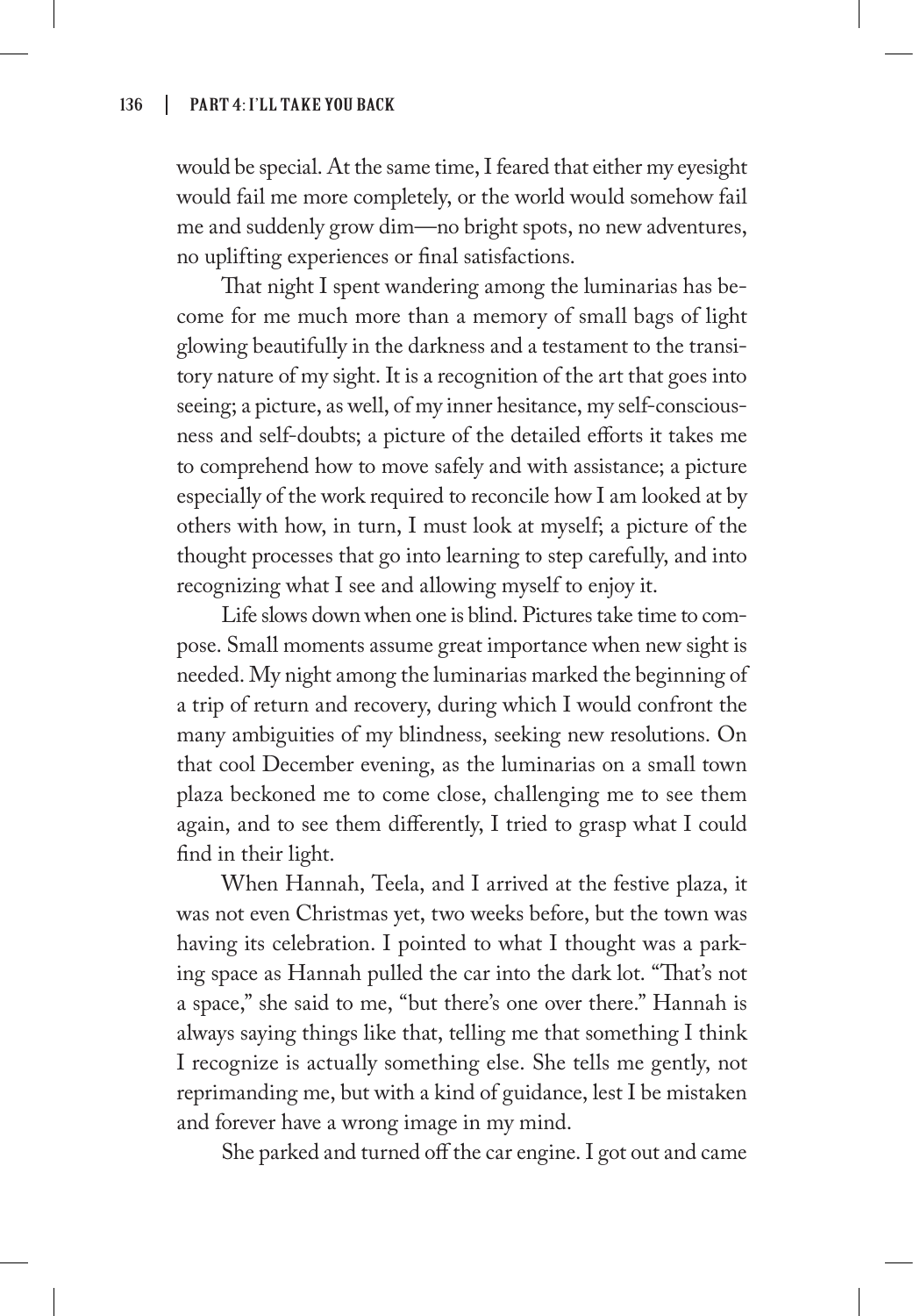would be special. At the same time, I feared that either my eyesight would fail me more completely, or the world would somehow fail me and suddenly grow dim—no bright spots, no new adventures, no uplifting experiences or final satisfactions.

That night I spent wandering among the luminarias has become for me much more than a memory of small bags of light glowing beautifully in the darkness and a testament to the transitory nature of my sight. It is a recognition of the art that goes into seeing; a picture, as well, of my inner hesitance, my self-consciousness and self-doubts; a picture of the detailed efforts it takes me to comprehend how to move safely and with assistance; a picture especially of the work required to reconcile how I am looked at by others with how, in turn, I must look at myself; a picture of the thought processes that go into learning to step carefully, and into recognizing what I see and allowing myself to enjoy it.

Life slows down when one is blind. Pictures take time to compose. Small moments assume great importance when new sight is needed. My night among the luminarias marked the beginning of a trip of return and recovery, during which I would confront the many ambiguities of my blindness, seeking new resolutions. On that cool December evening, as the luminarias on a small town plaza beckoned me to come close, challenging me to see them again, and to see them differently, I tried to grasp what I could find in their light.

When Hannah, Teela, and I arrived at the festive plaza, it was not even Christmas yet, two weeks before, but the town was having its celebration. I pointed to what I thought was a parking space as Hannah pulled the car into the dark lot. "That's not a space," she said to me, "but there's one over there." Hannah is always saying things like that, telling me that something I think I recognize is actually something else. She tells me gently, not reprimanding me, but with a kind of guidance, lest I be mistaken and forever have a wrong image in my mind.

She parked and turned off the car engine. I got out and came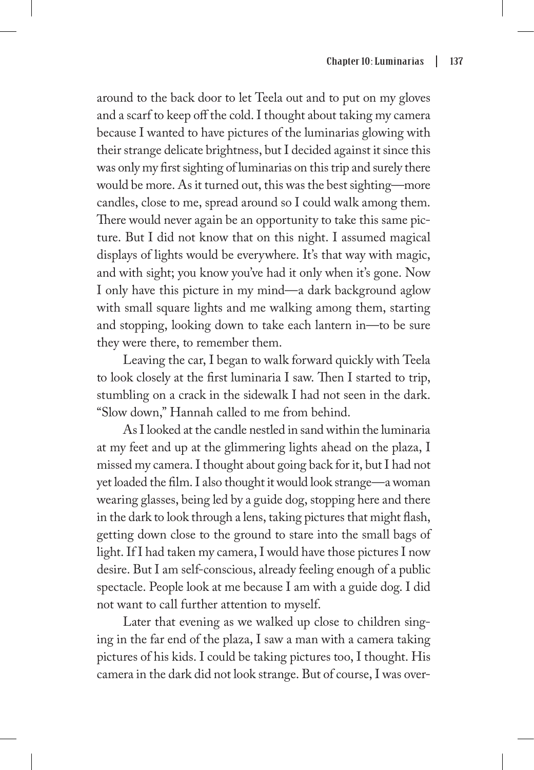around to the back door to let Teela out and to put on my gloves and a scarf to keep off the cold. I thought about taking my camera because I wanted to have pictures of the luminarias glowing with their strange delicate brightness, but I decided against it since this was only my first sighting of luminarias on this trip and surely there would be more. As it turned out, this was the best sighting—more candles, close to me, spread around so I could walk among them. There would never again be an opportunity to take this same picture. But I did not know that on this night. I assumed magical displays of lights would be everywhere. It's that way with magic, and with sight; you know you've had it only when it's gone. Now I only have this picture in my mind—a dark background aglow with small square lights and me walking among them, starting and stopping, looking down to take each lantern in—to be sure they were there, to remember them.

Leaving the car, I began to walk forward quickly with Teela to look closely at the first luminaria I saw. Then I started to trip, stumbling on a crack in the sidewalk I had not seen in the dark. "Slow down," Hannah called to me from behind.

As I looked at the candle nestled in sand within the luminaria at my feet and up at the glimmering lights ahead on the plaza, I missed my camera. I thought about going back for it, but I had not yet loaded the film. I also thought it would look strange—a woman wearing glasses, being led by a guide dog, stopping here and there in the dark to look through a lens, taking pictures that might flash, getting down close to the ground to stare into the small bags of light. If I had taken my camera, I would have those pictures I now desire. But I am self-conscious, already feeling enough of a public spectacle. People look at me because I am with a guide dog. I did not want to call further attention to myself.

Later that evening as we walked up close to children singing in the far end of the plaza, I saw a man with a camera taking pictures of his kids. I could be taking pictures too, I thought. His camera in the dark did not look strange. But of course, I was over-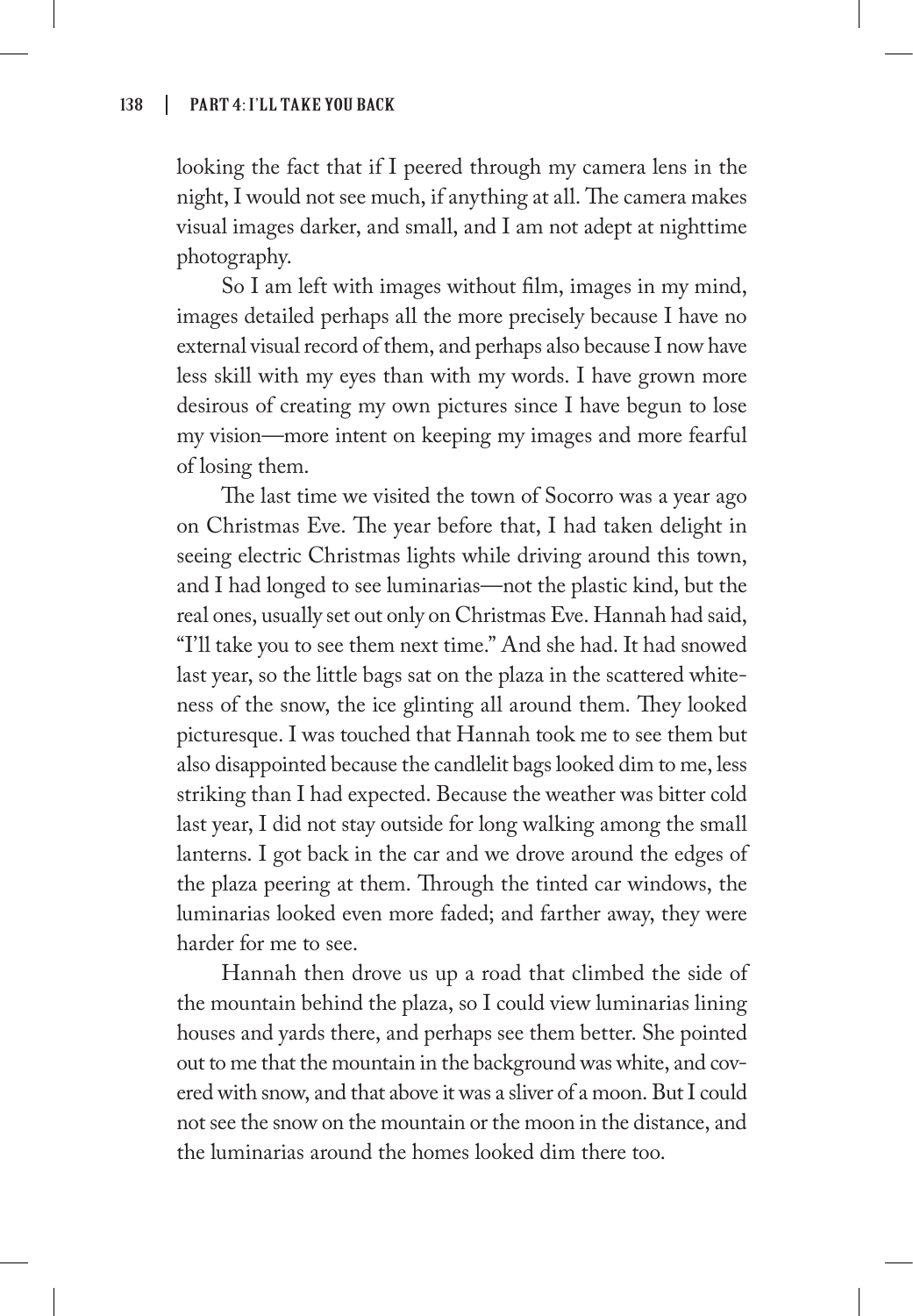looking the fact that if I peered through my camera lens in the night, I would not see much, if anything at all. The camera makes visual images darker, and small, and I am not adept at nighttime photography.

So I am left with images without film, images in my mind, images detailed perhaps all the more precisely because I have no external visual record of them, and perhaps also because I now have less skill with my eyes than with my words. I have grown more desirous of creating my own pictures since I have begun to lose my vision—more intent on keeping my images and more fearful of losing them.

The last time we visited the town of Socorro was a year ago on Christmas Eve. The year before that, I had taken delight in seeing electric Christmas lights while driving around this town, and I had longed to see luminarias—not the plastic kind, but the real ones, usually set out only on Christmas Eve. Hannah had said, "I'll take you to see them next time." And she had. It had snowed last year, so the little bags sat on the plaza in the scattered whiteness of the snow, the ice glinting all around them. They looked picturesque. I was touched that Hannah took me to see them but also disappointed because the candlelit bags looked dim to me, less striking than I had expected. Because the weather was bitter cold last year, I did not stay outside for long walking among the small lanterns. I got back in the car and we drove around the edges of the plaza peering at them. Through the tinted car windows, the luminarias looked even more faded; and farther away, they were harder for me to see.

Hannah then drove us up a road that climbed the side of the mountain behind the plaza, so I could view luminarias lining houses and yards there, and perhaps see them better. She pointed out to me that the mountain in the background was white, and covered with snow, and that above it was a sliver of a moon. But I could not see the snow on the mountain or the moon in the distance, and the luminarias around the homes looked dim there too.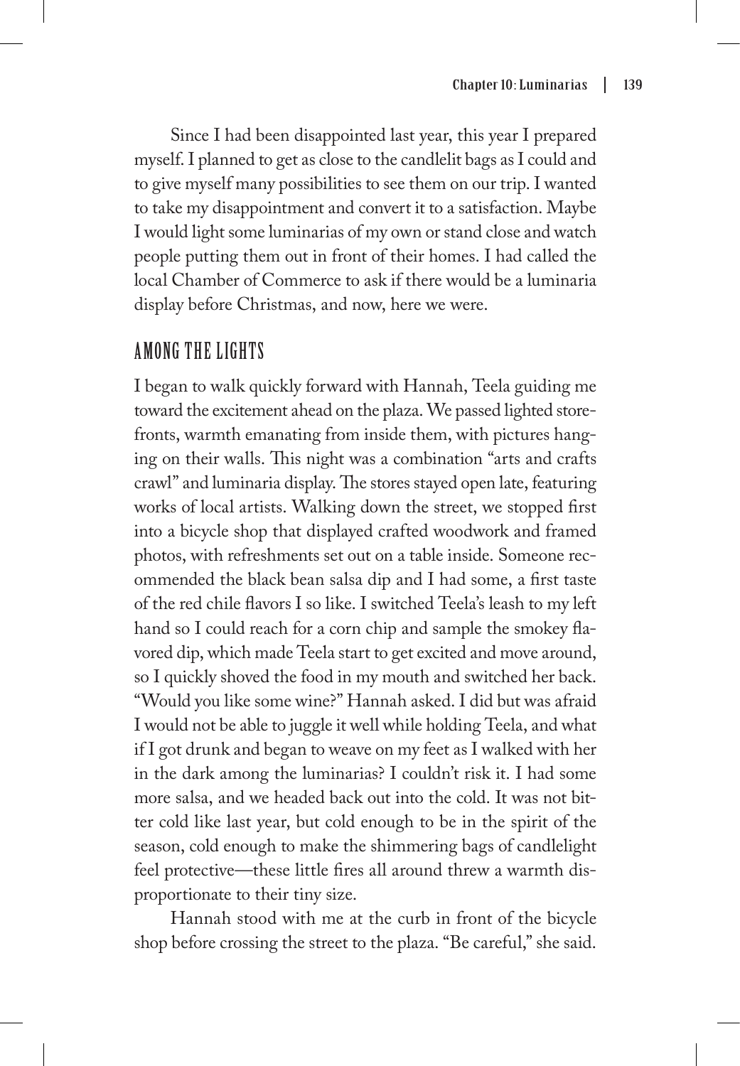Since I had been disappointed last year, this year I prepared myself. I planned to get as close to the candlelit bags as I could and to give myself many possibilities to see them on our trip. I wanted to take my disappointment and convert it to a satisfaction. Maybe I would light some luminarias of my own or stand close and watch people putting them out in front of their homes. I had called the local Chamber of Commerce to ask if there would be a luminaria display before Christmas, and now, here we were.

## AMONG THE LIGHTS

I began to walk quickly forward with Hannah, Teela guiding me toward the excitement ahead on the plaza. We passed lighted storefronts, warmth emanating from inside them, with pictures hanging on their walls. This night was a combination "arts and crafts crawl" and luminaria display. The stores stayed open late, featuring works of local artists. Walking down the street, we stopped first into a bicycle shop that displayed crafted woodwork and framed photos, with refreshments set out on a table inside. Someone recommended the black bean salsa dip and I had some, a first taste of the red chile flavors I so like. I switched Teela's leash to my left hand so I could reach for a corn chip and sample the smokey flavored dip, which made Teela start to get excited and move around, so I quickly shoved the food in my mouth and switched her back. "Would you like some wine?" Hannah asked. I did but was afraid I would not be able to juggle it well while holding Teela, and what if I got drunk and began to weave on my feet as I walked with her in the dark among the luminarias? I couldn't risk it. I had some more salsa, and we headed back out into the cold. It was not bitter cold like last year, but cold enough to be in the spirit of the season, cold enough to make the shimmering bags of candlelight feel protective—these little fires all around threw a warmth disproportionate to their tiny size.

Hannah stood with me at the curb in front of the bicycle shop before crossing the street to the plaza. "Be careful," she said.